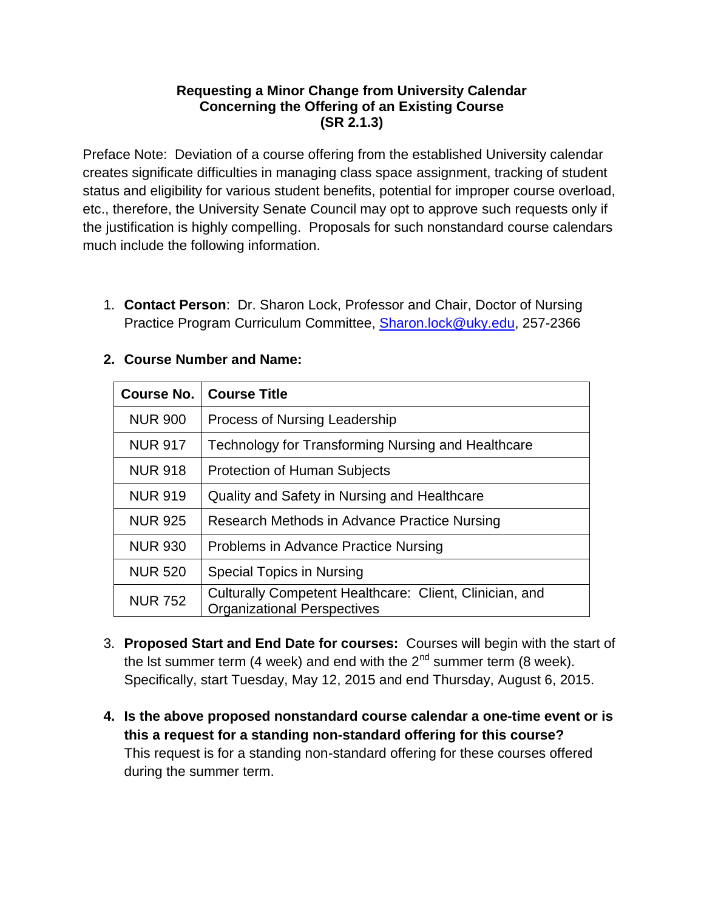**Requesting a Minor Change from University Calendar Concerning the Offering of an Existing Course (SR 2.1.3)**

Preface Note: Deviation of a course offering from the established University calendar creates signifícate difficulties in managing class space assignment, tracking of student status and eligibility for various student benefits, potential for improper course overload, etc., therefore, the University Senate Council may opt to approve such requests only if the justification is highly compelling. Proposals for such nonstandard course calendars much include the following information.

1. **Contact Person**: Dr. Sharon Lock, Professor and Chair, Doctor of Nursing Practice Program Curriculum Committee, Sharon.lock@uky.edu, 257-2366

2. **Course Number and Name:**

| Course No. | Course Title |
|---|---|
| NUR 900 | Process of Nursing Leadership |
| NUR 917 | Technology for Transforming Nursing and Healthcare |
| NUR 918 | Protection of Human Subjects |
| NUR 919 | Quality and Safety in Nursing and Healthcare |
| NUR 925 | Research Methods in Advance Practice Nursing |
| NUR 930 | Problems in Advance Practice Nursing |
| NUR 520 | Special Topics in Nursing |
| NUR 752 | Culturally Competent Healthcare: Client, Clinician, and Organizational Perspectives |

3. **Proposed Start and End Date for courses:** Courses will begin with the start of the lst summer term (4 week) and end with the 2nd summer term (8 week). Specifically, start Tuesday, May 12, 2015 and end Thursday, August 6, 2015.

4. **Is the above proposed nonstandard course calendar a one-time event or is this a request for a standing non-standard offering for this course?**
   This request is for a standing non-standard offering for these courses offered during the summer term.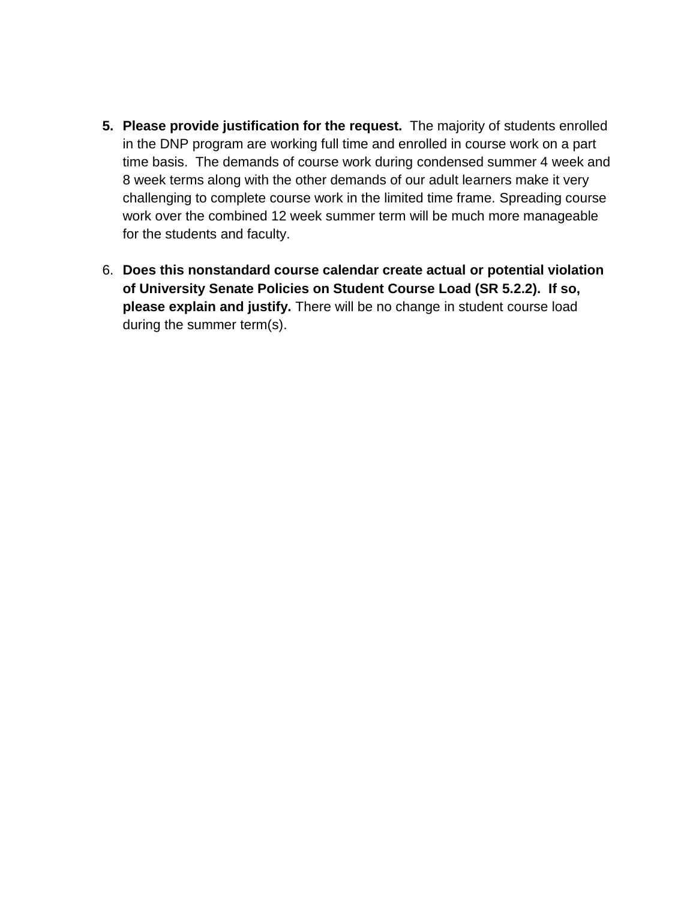5. **Please provide justification for the request.** The majority of students enrolled in the DNP program are working full time and enrolled in course work on a part time basis. The demands of course work during condensed summer 4 week and 8 week terms along with the other demands of our adult learners make it very challenging to complete course work in the limited time frame. Spreading course work over the combined 12 week summer term will be much more manageable for the students and faculty.

6. **Does this nonstandard course calendar create actual or potential violation of University Senate Policies on Student Course Load (SR 5.2.2). If so, please explain and justify.** There will be no change in student course load during the summer term(s).